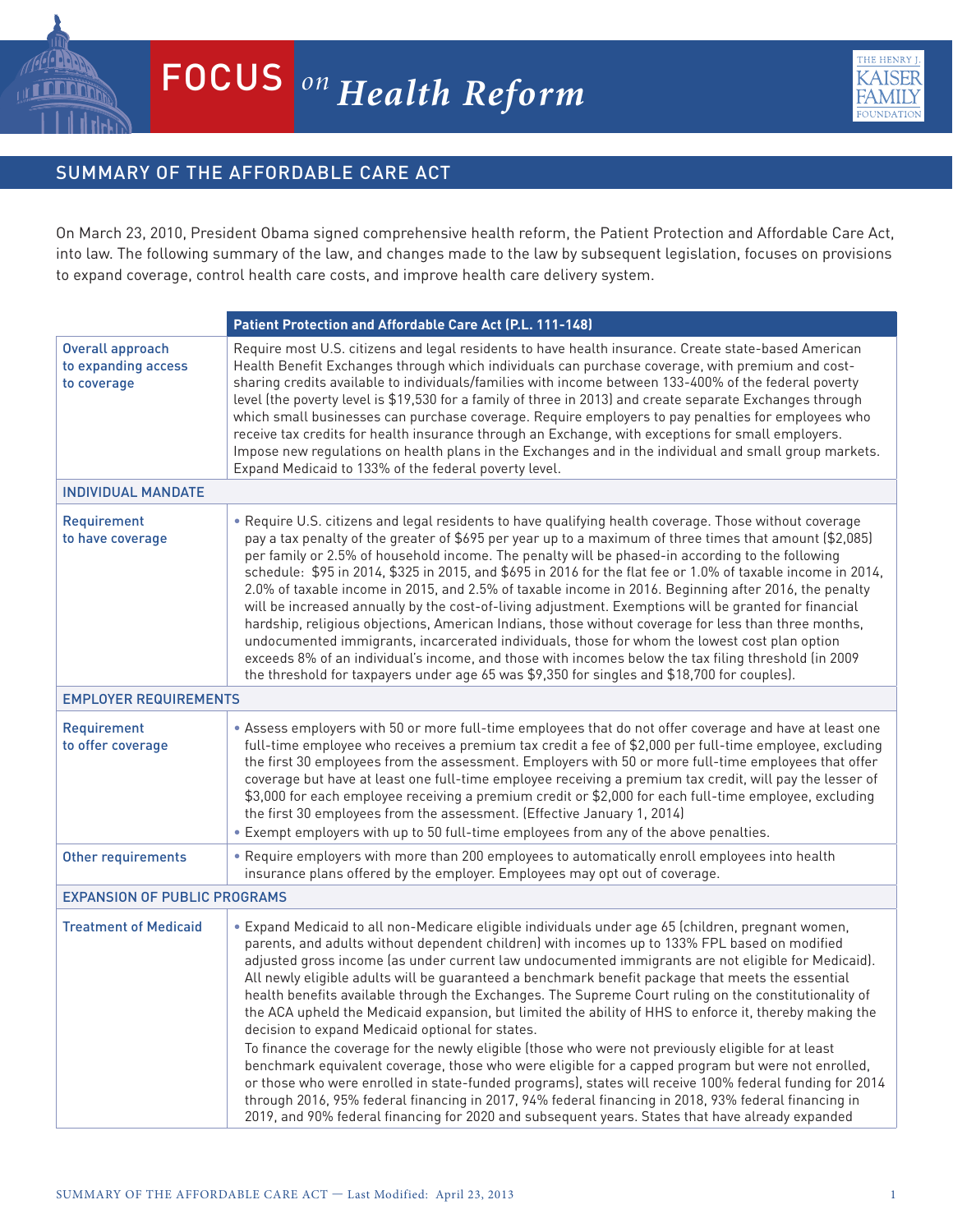# FOCUS on Health Reform

## SUMMARY OF THE AFFORDABLE CARE ACT

On March 23, 2010, President Obama signed comprehensive health reform, the Patient Protection and Affordable Care Act, into law. The following summary of the law, and changes made to the law by subsequent legislation, focuses on provisions to expand coverage, control health care costs, and improve health care delivery system.

| | Patient Protection and Affordable Care Act (P.L. 111-148) |
|---|---|
| Overall approach to expanding access to coverage | Require most U.S. citizens and legal residents to have health insurance. Create state-based American Health Benefit Exchanges through which individuals can purchase coverage, with premium and cost-sharing credits available to individuals/families with income between 133-400% of the federal poverty level (the poverty level is $19,530 for a family of three in 2013) and create separate Exchanges through which small businesses can purchase coverage. Require employers to pay penalties for employees who receive tax credits for health insurance through an Exchange, with exceptions for small employers. Impose new regulations on health plans in the Exchanges and in the individual and small group markets. Expand Medicaid to 133% of the federal poverty level. |
| **INDIVIDUAL MANDATE** | |
| Requirement to have coverage | • Require U.S. citizens and legal residents to have qualifying health coverage. Those without coverage pay a tax penalty of the greater of $695 per year up to a maximum of three times that amount ($2,085) per family or 2.5% of household income. The penalty will be phased-in according to the following schedule: $95 in 2014, $325 in 2015, and $695 in 2016 for the flat fee or 1.0% of taxable income in 2014, 2.0% of taxable income in 2015, and 2.5% of taxable income in 2016. Beginning after 2016, the penalty will be increased annually by the cost-of-living adjustment. Exemptions will be granted for financial hardship, religious objections, American Indians, those without coverage for less than three months, undocumented immigrants, incarcerated individuals, those for whom the lowest cost plan option exceeds 8% of an individual's income, and those with incomes below the tax filing threshold (in 2009 the threshold for taxpayers under age 65 was $9,350 for singles and $18,700 for couples). |
| **EMPLOYER REQUIREMENTS** | |
| Requirement to offer coverage | • Assess employers with 50 or more full-time employees that do not offer coverage and have at least one full-time employee who receives a premium tax credit a fee of $2,000 per full-time employee, excluding the first 30 employees from the assessment. Employers with 50 or more full-time employees that offer coverage but have at least one full-time employee receiving a premium tax credit, will pay the lesser of $3,000 for each employee receiving a premium credit or $2,000 for each full-time employee, excluding the first 30 employees from the assessment. (Effective January 1, 2014)<br>• Exempt employers with up to 50 full-time employees from any of the above penalties. |
| Other requirements | • Require employers with more than 200 employees to automatically enroll employees into health insurance plans offered by the employer. Employees may opt out of coverage. |
| **EXPANSION OF PUBLIC PROGRAMS** | |
| Treatment of Medicaid | • Expand Medicaid to all non-Medicare eligible individuals under age 65 (children, pregnant women, parents, and adults without dependent children) with incomes up to 133% FPL based on modified adjusted gross income (as under current law undocumented immigrants are not eligible for Medicaid). All newly eligible adults will be guaranteed a benchmark benefit package that meets the essential health benefits available through the Exchanges. The Supreme Court ruling on the constitutionality of the ACA upheld the Medicaid expansion, but limited the ability of HHS to enforce it, thereby making the decision to expand Medicaid optional for states.<br>To finance the coverage for the newly eligible (those who were not previously eligible for at least benchmark equivalent coverage, those who were eligible for a capped program but were not enrolled, or those who were enrolled in state-funded programs), states will receive 100% federal funding for 2014 through 2016, 95% federal financing in 2017, 94% federal financing in 2018, 93% federal financing in 2019, and 90% federal financing for 2020 and subsequent years. States that have already expanded |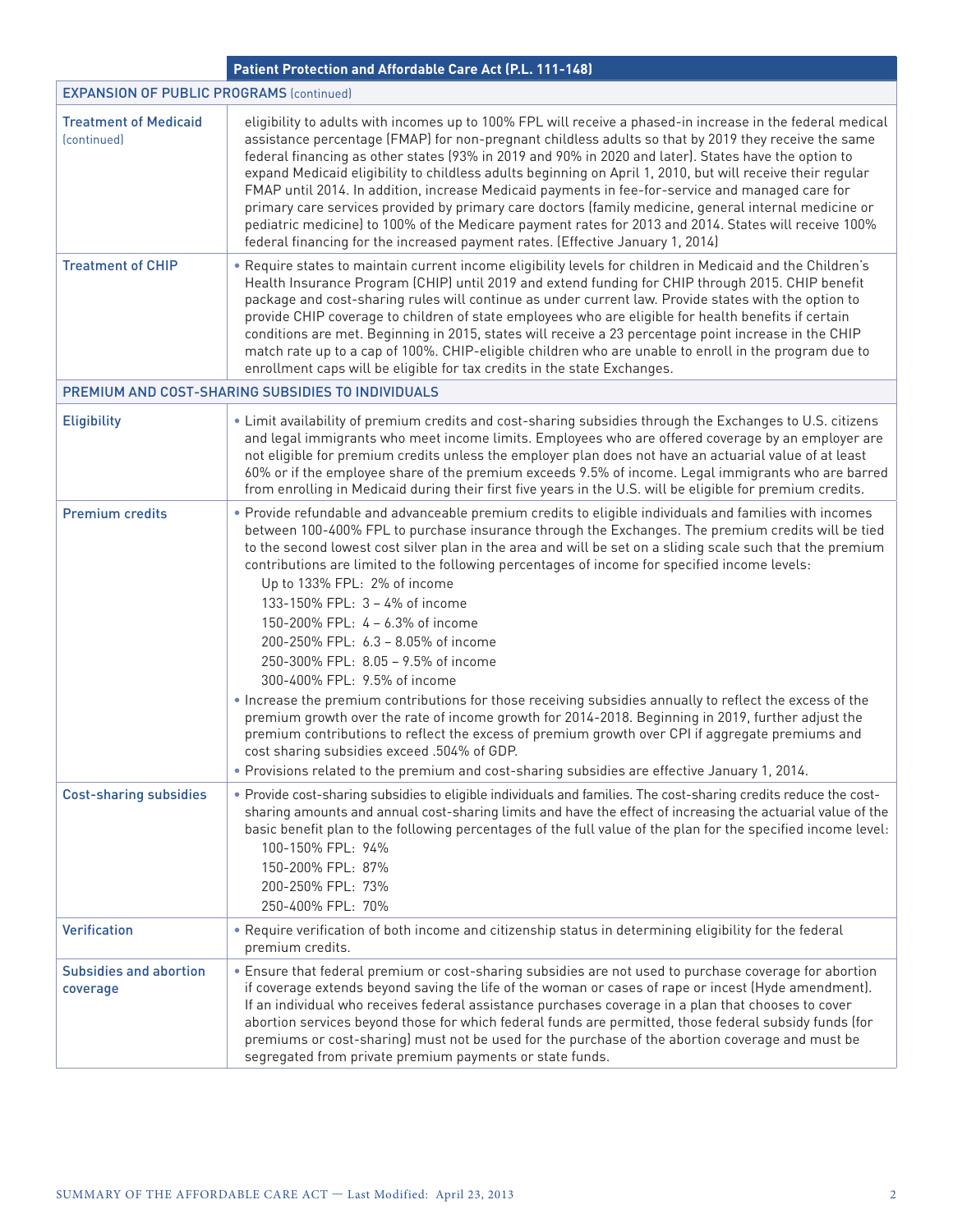| | Patient Protection and Affordable Care Act (P.L. 111-148) |
|---|---|
| **EXPANSION OF PUBLIC PROGRAMS** (continued) | |
| **Treatment of Medicaid** (continued) | eligibility to adults with incomes up to 100% FPL will receive a phased-in increase in the federal medical assistance percentage (FMAP) for non-pregnant childless adults so that by 2019 they receive the same federal financing as other states (93% in 2019 and 90% in 2020 and later). States have the option to expand Medicaid eligibility to childless adults beginning on April 1, 2010, but will receive their regular FMAP until 2014. In addition, increase Medicaid payments in fee-for-service and managed care for primary care services provided by primary care doctors (family medicine, general internal medicine or pediatric medicine) to 100% of the Medicare payment rates for 2013 and 2014. States will receive 100% federal financing for the increased payment rates. (Effective January 1, 2014) |
| **Treatment of CHIP** | • Require states to maintain current income eligibility levels for children in Medicaid and the Children's Health Insurance Program (CHIP) until 2019 and extend funding for CHIP through 2015. CHIP benefit package and cost-sharing rules will continue as under current law. Provide states with the option to provide CHIP coverage to children of state employees who are eligible for health benefits if certain conditions are met. Beginning in 2015, states will receive a 23 percentage point increase in the CHIP match rate up to a cap of 100%. CHIP-eligible children who are unable to enroll in the program due to enrollment caps will be eligible for tax credits in the state Exchanges. |
| **PREMIUM AND COST-SHARING SUBSIDIES TO INDIVIDUALS** | |
| **Eligibility** | • Limit availability of premium credits and cost-sharing subsidies through the Exchanges to U.S. citizens and legal immigrants who meet income limits. Employees who are offered coverage by an employer are not eligible for premium credits unless the employer plan does not have an actuarial value of at least 60% or if the employee share of the premium exceeds 9.5% of income. Legal immigrants who are barred from enrolling in Medicaid during their first five years in the U.S. will be eligible for premium credits. |
| **Premium credits** | • Provide refundable and advanceable premium credits to eligible individuals and families with incomes between 100-400% FPL to purchase insurance through the Exchanges. The premium credits will be tied to the second lowest cost silver plan in the area and will be set on a sliding scale such that the premium contributions are limited to the following percentages of income for specified income levels:<br>Up to 133% FPL: 2% of income<br>133-150% FPL: 3 – 4% of income<br>150-200% FPL: 4 – 6.3% of income<br>200-250% FPL: 6.3 – 8.05% of income<br>250-300% FPL: 8.05 – 9.5% of income<br>300-400% FPL: 9.5% of income<br>• Increase the premium contributions for those receiving subsidies annually to reflect the excess of the premium growth over the rate of income growth for 2014-2018. Beginning in 2019, further adjust the premium contributions to reflect the excess of premium growth over CPI if aggregate premiums and cost sharing subsidies exceed .504% of GDP.<br>• Provisions related to the premium and cost-sharing subsidies are effective January 1, 2014. |
| **Cost-sharing subsidies** | • Provide cost-sharing subsidies to eligible individuals and families. The cost-sharing credits reduce the cost-sharing amounts and annual cost-sharing limits and have the effect of increasing the actuarial value of the basic benefit plan to the following percentages of the full value of the plan for the specified income level:<br>100-150% FPL: 94%<br>150-200% FPL: 87%<br>200-250% FPL: 73%<br>250-400% FPL: 70% |
| **Verification** | • Require verification of both income and citizenship status in determining eligibility for the federal premium credits. |
| **Subsidies and abortion coverage** | • Ensure that federal premium or cost-sharing subsidies are not used to purchase coverage for abortion if coverage extends beyond saving the life of the woman or cases of rape or incest (Hyde amendment). If an individual who receives federal assistance purchases coverage in a plan that chooses to cover abortion services beyond those for which federal funds are permitted, those federal subsidy funds (for premiums or cost-sharing) must not be used for the purchase of the abortion coverage and must be segregated from private premium payments or state funds. |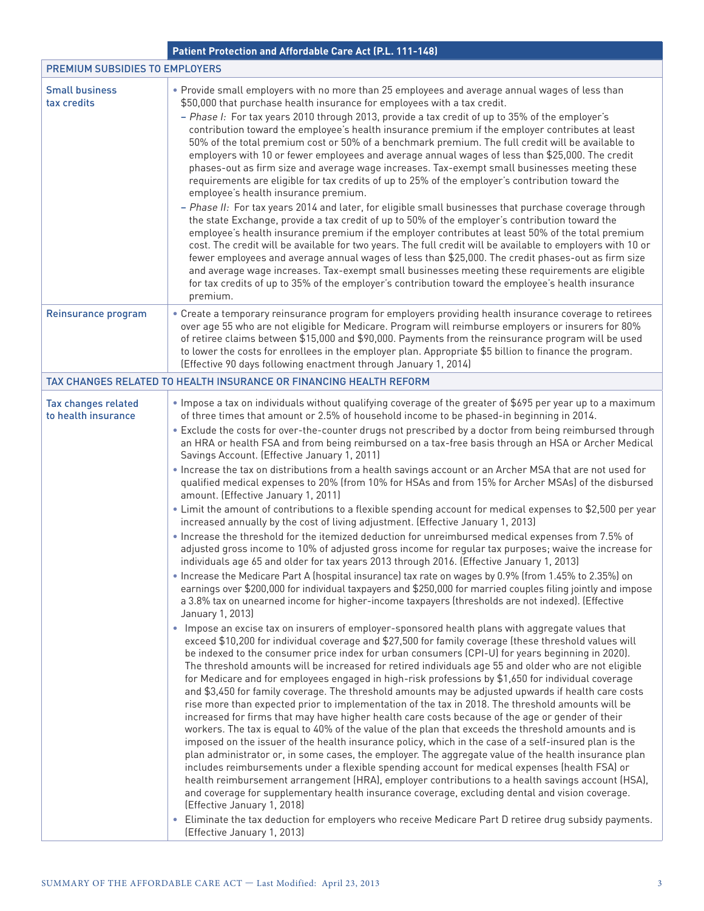| | Patient Protection and Affordable Care Act (P.L. 111-148) |
|---|---|
| **PREMIUM SUBSIDIES TO EMPLOYERS** | |
| Small business tax credits | • Provide small employers with no more than 25 employees and average annual wages of less than $50,000 that purchase health insurance for employees with a tax credit.<br>– *Phase I:* For tax years 2010 through 2013, provide a tax credit of up to 35% of the employer's contribution toward the employee's health insurance premium if the employer contributes at least 50% of the total premium cost or 50% of a benchmark premium. The full credit will be available to employers with 10 or fewer employees and average annual wages of less than $25,000. The credit phases-out as firm size and average wage increases. Tax-exempt small businesses meeting these requirements are eligible for tax credits of up to 25% of the employer's contribution toward the employee's health insurance premium.<br>– *Phase II:* For tax years 2014 and later, for eligible small businesses that purchase coverage through the state Exchange, provide a tax credit of up to 50% of the employer's contribution toward the employee's health insurance premium if the employer contributes at least 50% of the total premium cost. The credit will be available for two years. The full credit will be available to employers with 10 or fewer employees and average annual wages of less than $25,000. The credit phases-out as firm size and average wage increases. Tax-exempt small businesses meeting these requirements are eligible for tax credits of up to 35% of the employer's contribution toward the employee's health insurance premium. |
| Reinsurance program | • Create a temporary reinsurance program for employers providing health insurance coverage to retirees over age 55 who are not eligible for Medicare. Program will reimburse employers or insurers for 80% of retiree claims between $15,000 and $90,000. Payments from the reinsurance program will be used to lower the costs for enrollees in the employer plan. Appropriate $5 billion to finance the program. (Effective 90 days following enactment through January 1, 2014) |
| **TAX CHANGES RELATED TO HEALTH INSURANCE OR FINANCING HEALTH REFORM** | |
| Tax changes related to health insurance | • Impose a tax on individuals without qualifying coverage of the greater of $695 per year up to a maximum of three times that amount or 2.5% of household income to be phased-in beginning in 2014.<br>• Exclude the costs for over-the-counter drugs not prescribed by a doctor from being reimbursed through an HRA or health FSA and from being reimbursed on a tax-free basis through an HSA or Archer Medical Savings Account. (Effective January 1, 2011)<br>• Increase the tax on distributions from a health savings account or an Archer MSA that are not used for qualified medical expenses to 20% (from 10% for HSAs and from 15% for Archer MSAs) of the disbursed amount. (Effective January 1, 2011)<br>• Limit the amount of contributions to a flexible spending account for medical expenses to $2,500 per year increased annually by the cost of living adjustment. (Effective January 1, 2013)<br>• Increase the threshold for the itemized deduction for unreimbursed medical expenses from 7.5% of adjusted gross income to 10% of adjusted gross income for regular tax purposes; waive the increase for individuals age 65 and older for tax years 2013 through 2016. (Effective January 1, 2013)<br>• Increase the Medicare Part A (hospital insurance) tax rate on wages by 0.9% (from 1.45% to 2.35%) on earnings over $200,000 for individual taxpayers and $250,000 for married couples filing jointly and impose a 3.8% tax on unearned income for higher-income taxpayers (thresholds are not indexed). (Effective January 1, 2013)<br>• Impose an excise tax on insurers of employer-sponsored health plans with aggregate values that exceed $10,200 for individual coverage and $27,500 for family coverage (these threshold values will be indexed to the consumer price index for urban consumers (CPI-U) for years beginning in 2020). The threshold amounts will be increased for retired individuals age 55 and older who are not eligible for Medicare and for employees engaged in high-risk professions by $1,650 for individual coverage and $3,450 for family coverage. The threshold amounts may be adjusted upwards if health care costs rise more than expected prior to implementation of the tax in 2018. The threshold amounts will be increased for firms that may have higher health care costs because of the age or gender of their workers. The tax is equal to 40% of the value of the plan that exceeds the threshold amounts and is imposed on the issuer of the health insurance policy, which in the case of a self-insured plan is the plan administrator or, in some cases, the employer. The aggregate value of the health insurance plan includes reimbursements under a flexible spending account for medical expenses (health FSA) or health reimbursement arrangement (HRA), employer contributions to a health savings account (HSA), and coverage for supplementary health insurance coverage, excluding dental and vision coverage. (Effective January 1, 2018)<br>• Eliminate the tax deduction for employers who receive Medicare Part D retiree drug subsidy payments. (Effective January 1, 2013) |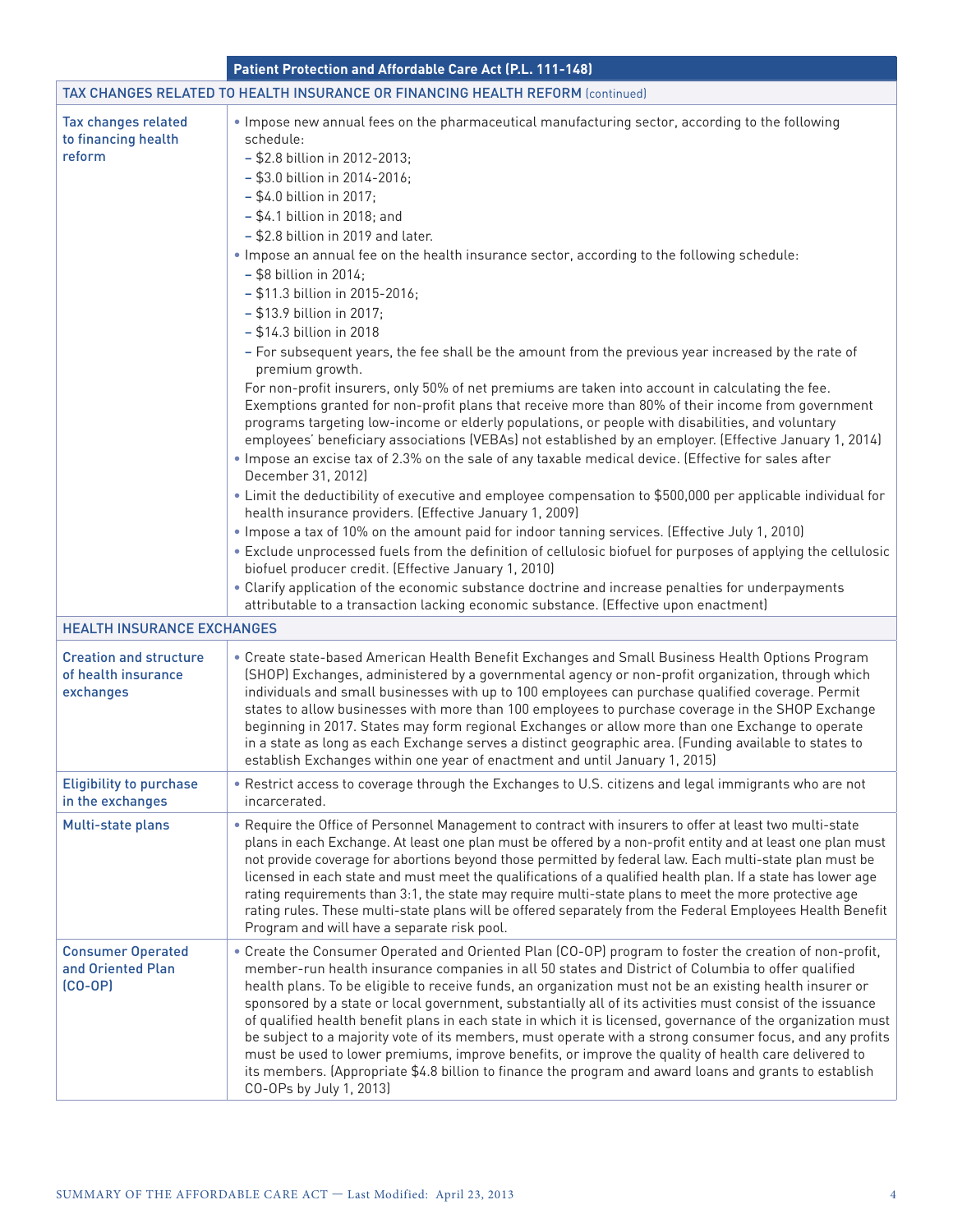| Patient Protection and Affordable Care Act (P.L. 111-148) | |
|---|---|
| **TAX CHANGES RELATED TO HEALTH INSURANCE OR FINANCING HEALTH REFORM** (continued) | |
| Tax changes related to financing health reform | • Impose new annual fees on the pharmaceutical manufacturing sector, according to the following schedule:<br>– $2.8 billion in 2012-2013;<br>– $3.0 billion in 2014-2016;<br>– $4.0 billion in 2017;<br>– $4.1 billion in 2018; and<br>– $2.8 billion in 2019 and later.<br>• Impose an annual fee on the health insurance sector, according to the following schedule:<br>– $8 billion in 2014;<br>– $11.3 billion in 2015-2016;<br>– $13.9 billion in 2017;<br>– $14.3 billion in 2018<br>– For subsequent years, the fee shall be the amount from the previous year increased by the rate of premium growth.<br>For non-profit insurers, only 50% of net premiums are taken into account in calculating the fee. Exemptions granted for non-profit plans that receive more than 80% of their income from government programs targeting low-income or elderly populations, or people with disabilities, and voluntary employees' beneficiary associations (VEBAs) not established by an employer. (Effective January 1, 2014)<br>• Impose an excise tax of 2.3% on the sale of any taxable medical device. (Effective for sales after December 31, 2012)<br>• Limit the deductibility of executive and employee compensation to $500,000 per applicable individual for health insurance providers. (Effective January 1, 2009)<br>• Impose a tax of 10% on the amount paid for indoor tanning services. (Effective July 1, 2010)<br>• Exclude unprocessed fuels from the definition of cellulosic biofuel for purposes of applying the cellulosic biofuel producer credit. (Effective January 1, 2010)<br>• Clarify application of the economic substance doctrine and increase penalties for underpayments attributable to a transaction lacking economic substance. (Effective upon enactment) |
| **HEALTH INSURANCE EXCHANGES** | |
| Creation and structure of health insurance exchanges | • Create state-based American Health Benefit Exchanges and Small Business Health Options Program (SHOP) Exchanges, administered by a governmental agency or non-profit organization, through which individuals and small businesses with up to 100 employees can purchase qualified coverage. Permit states to allow businesses with more than 100 employees to purchase coverage in the SHOP Exchange beginning in 2017. States may form regional Exchanges or allow more than one Exchange to operate in a state as long as each Exchange serves a distinct geographic area. (Funding available to states to establish Exchanges within one year of enactment and until January 1, 2015) |
| Eligibility to purchase in the exchanges | • Restrict access to coverage through the Exchanges to U.S. citizens and legal immigrants who are not incarcerated. |
| Multi-state plans | • Require the Office of Personnel Management to contract with insurers to offer at least two multi-state plans in each Exchange. At least one plan must be offered by a non-profit entity and at least one plan must not provide coverage for abortions beyond those permitted by federal law. Each multi-state plan must be licensed in each state and must meet the qualifications of a qualified health plan. If a state has lower age rating requirements than 3:1, the state may require multi-state plans to meet the more protective age rating rules. These multi-state plans will be offered separately from the Federal Employees Health Benefit Program and will have a separate risk pool. |
| Consumer Operated and Oriented Plan (CO-OP) | • Create the Consumer Operated and Oriented Plan (CO-OP) program to foster the creation of non-profit, member-run health insurance companies in all 50 states and District of Columbia to offer qualified health plans. To be eligible to receive funds, an organization must not be an existing health insurer or sponsored by a state or local government, substantially all of its activities must consist of the issuance of qualified health benefit plans in each state in which it is licensed, governance of the organization must be subject to a majority vote of its members, must operate with a strong consumer focus, and any profits must be used to lower premiums, improve benefits, or improve the quality of health care delivered to its members. (Appropriate $4.8 billion to finance the program and award loans and grants to establish CO-OPs by July 1, 2013) |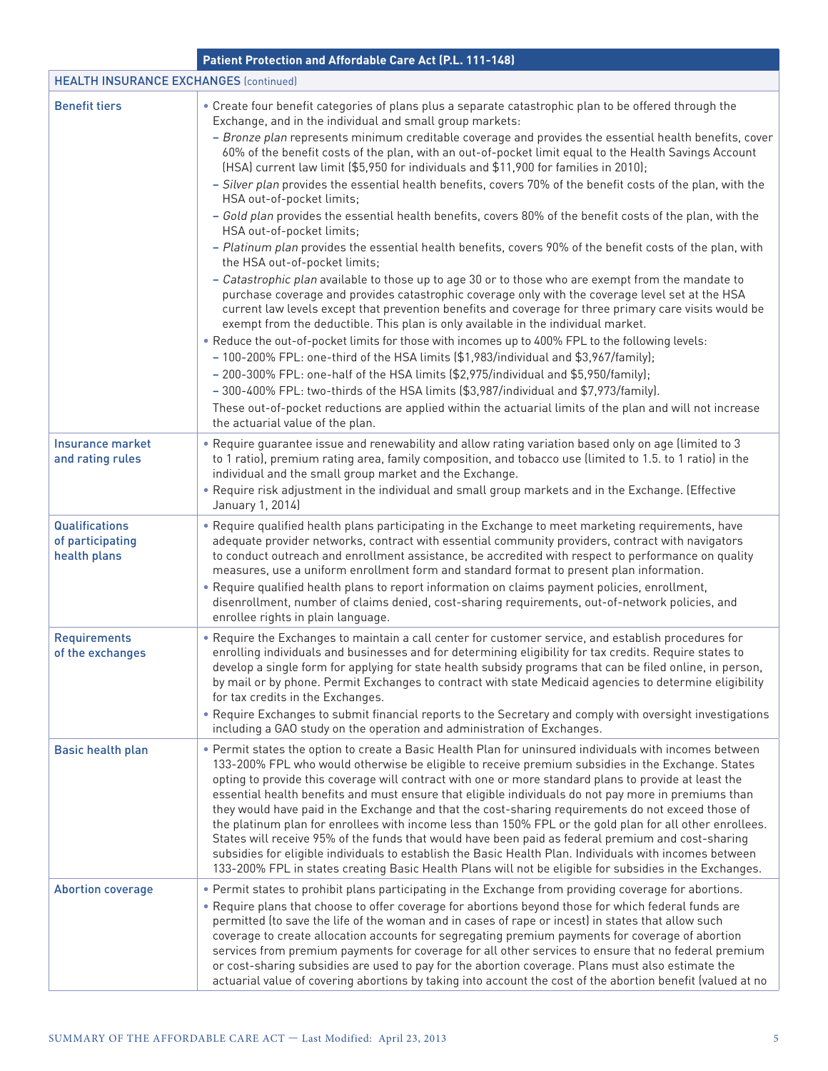| | Patient Protection and Affordable Care Act (P.L. 111-148) |
|---|---|
| **HEALTH INSURANCE EXCHANGES** (continued) | |
| Benefit tiers | • Create four benefit categories of plans plus a separate catastrophic plan to be offered through the Exchange, and in the individual and small group markets:<br>– *Bronze plan* represents minimum creditable coverage and provides the essential health benefits, cover 60% of the benefit costs of the plan, with an out-of-pocket limit equal to the Health Savings Account (HSA) current law limit ($5,950 for individuals and $11,900 for families in 2010);<br>– *Silver plan* provides the essential health benefits, covers 70% of the benefit costs of the plan, with the HSA out-of-pocket limits;<br>– *Gold plan* provides the essential health benefits, covers 80% of the benefit costs of the plan, with the HSA out-of-pocket limits;<br>– *Platinum plan* provides the essential health benefits, covers 90% of the benefit costs of the plan, with the HSA out-of-pocket limits;<br>– *Catastrophic plan* available to those up to age 30 or to those who are exempt from the mandate to purchase coverage and provides catastrophic coverage only with the coverage level set at the HSA current law levels except that prevention benefits and coverage for three primary care visits would be exempt from the deductible. This plan is only available in the individual market.<br>• Reduce the out-of-pocket limits for those with incomes up to 400% FPL to the following levels:<br>– 100-200% FPL: one-third of the HSA limits ($1,983/individual and $3,967/family);<br>– 200-300% FPL: one-half of the HSA limits ($2,975/individual and $5,950/family);<br>– 300-400% FPL: two-thirds of the HSA limits ($3,987/individual and $7,973/family).<br>These out-of-pocket reductions are applied within the actuarial limits of the plan and will not increase the actuarial value of the plan. |
| Insurance market and rating rules | • Require guarantee issue and renewability and allow rating variation based only on age (limited to 3 to 1 ratio), premium rating area, family composition, and tobacco use (limited to 1.5. to 1 ratio) in the individual and the small group market and the Exchange.<br>• Require risk adjustment in the individual and small group markets and in the Exchange. (Effective January 1, 2014) |
| Qualifications of participating health plans | • Require qualified health plans participating in the Exchange to meet marketing requirements, have adequate provider networks, contract with essential community providers, contract with navigators to conduct outreach and enrollment assistance, be accredited with respect to performance on quality measures, use a uniform enrollment form and standard format to present plan information.<br>• Require qualified health plans to report information on claims payment policies, enrollment, disenrollment, number of claims denied, cost-sharing requirements, out-of-network policies, and enrollee rights in plain language. |
| Requirements of the exchanges | • Require the Exchanges to maintain a call center for customer service, and establish procedures for enrolling individuals and businesses and for determining eligibility for tax credits. Require states to develop a single form for applying for state health subsidy programs that can be filed online, in person, by mail or by phone. Permit Exchanges to contract with state Medicaid agencies to determine eligibility for tax credits in the Exchanges.<br>• Require Exchanges to submit financial reports to the Secretary and comply with oversight investigations including a GAO study on the operation and administration of Exchanges. |
| Basic health plan | • Permit states the option to create a Basic Health Plan for uninsured individuals with incomes between 133-200% FPL who would otherwise be eligible to receive premium subsidies in the Exchange. States opting to provide this coverage will contract with one or more standard plans to provide at least the essential health benefits and must ensure that eligible individuals do not pay more in premiums than they would have paid in the Exchange and that the cost-sharing requirements do not exceed those of the platinum plan for enrollees with income less than 150% FPL or the gold plan for all other enrollees. States will receive 95% of the funds that would have been paid as federal premium and cost-sharing subsidies for eligible individuals to establish the Basic Health Plan. Individuals with incomes between 133-200% FPL in states creating Basic Health Plans will not be eligible for subsidies in the Exchanges. |
| Abortion coverage | • Permit states to prohibit plans participating in the Exchange from providing coverage for abortions.<br>• Require plans that choose to offer coverage for abortions beyond those for which federal funds are permitted (to save the life of the woman and in cases of rape or incest) in states that allow such coverage to create allocation accounts for segregating premium payments for coverage of abortion services from premium payments for coverage for all other services to ensure that no federal premium or cost-sharing subsidies are used to pay for the abortion coverage. Plans must also estimate the actuarial value of covering abortions by taking into account the cost of the abortion benefit (valued at no |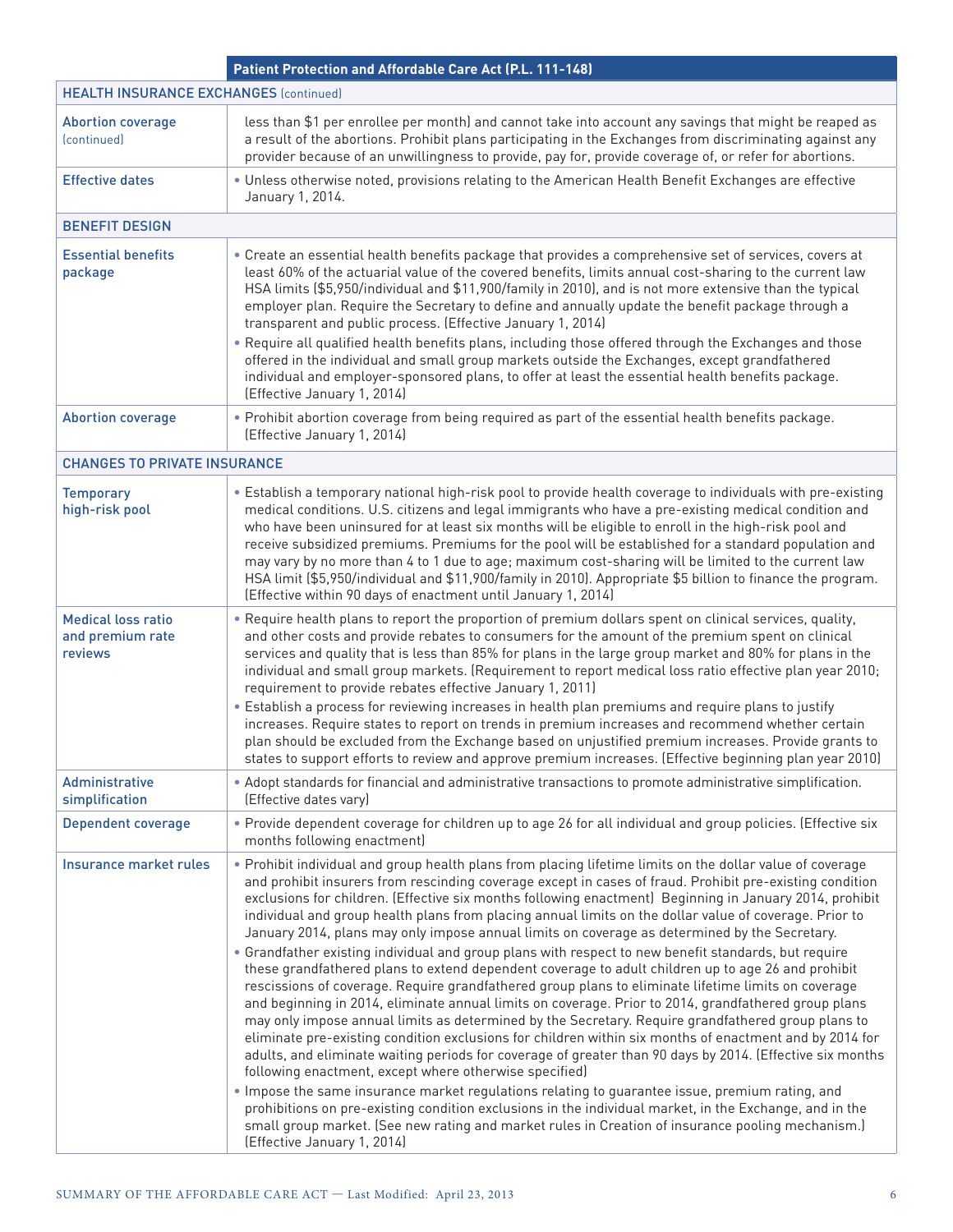| | Patient Protection and Affordable Care Act (P.L. 111-148) |
|---|---|
| **HEALTH INSURANCE EXCHANGES** (continued) | |
| Abortion coverage (continued) | less than $1 per enrollee per month) and cannot take into account any savings that might be reaped as a result of the abortions. Prohibit plans participating in the Exchanges from discriminating against any provider because of an unwillingness to provide, pay for, provide coverage of, or refer for abortions. |
| Effective dates | • Unless otherwise noted, provisions relating to the American Health Benefit Exchanges are effective January 1, 2014. |
| **BENEFIT DESIGN** | |
| Essential benefits package | • Create an essential health benefits package that provides a comprehensive set of services, covers at least 60% of the actuarial value of the covered benefits, limits annual cost-sharing to the current law HSA limits ($5,950/individual and $11,900/family in 2010), and is not more extensive than the typical employer plan. Require the Secretary to define and annually update the benefit package through a transparent and public process. (Effective January 1, 2014)<br>• Require all qualified health benefits plans, including those offered through the Exchanges and those offered in the individual and small group markets outside the Exchanges, except grandfathered individual and employer-sponsored plans, to offer at least the essential health benefits package. (Effective January 1, 2014) |
| Abortion coverage | • Prohibit abortion coverage from being required as part of the essential health benefits package. (Effective January 1, 2014) |
| **CHANGES TO PRIVATE INSURANCE** | |
| Temporary high-risk pool | • Establish a temporary national high-risk pool to provide health coverage to individuals with pre-existing medical conditions. U.S. citizens and legal immigrants who have a pre-existing medical condition and who have been uninsured for at least six months will be eligible to enroll in the high-risk pool and receive subsidized premiums. Premiums for the pool will be established for a standard population and may vary by no more than 4 to 1 due to age; maximum cost-sharing will be limited to the current law HSA limit ($5,950/individual and $11,900/family in 2010). Appropriate $5 billion to finance the program. (Effective within 90 days of enactment until January 1, 2014) |
| Medical loss ratio and premium rate reviews | • Require health plans to report the proportion of premium dollars spent on clinical services, quality, and other costs and provide rebates to consumers for the amount of the premium spent on clinical services and quality that is less than 85% for plans in the large group market and 80% for plans in the individual and small group markets. (Requirement to report medical loss ratio effective plan year 2010; requirement to provide rebates effective January 1, 2011)<br>• Establish a process for reviewing increases in health plan premiums and require plans to justify increases. Require states to report on trends in premium increases and recommend whether certain plan should be excluded from the Exchange based on unjustified premium increases. Provide grants to states to support efforts to review and approve premium increases. (Effective beginning plan year 2010) |
| Administrative simplification | • Adopt standards for financial and administrative transactions to promote administrative simplification. (Effective dates vary) |
| Dependent coverage | • Provide dependent coverage for children up to age 26 for all individual and group policies. (Effective six months following enactment) |
| Insurance market rules | • Prohibit individual and group health plans from placing lifetime limits on the dollar value of coverage and prohibit insurers from rescinding coverage except in cases of fraud. Prohibit pre-existing condition exclusions for children. (Effective six months following enactment) Beginning in January 2014, prohibit individual and group health plans from placing annual limits on the dollar value of coverage. Prior to January 2014, plans may only impose annual limits on coverage as determined by the Secretary.<br>• Grandfather existing individual and group plans with respect to new benefit standards, but require these grandfathered plans to extend dependent coverage to adult children up to age 26 and prohibit rescissions of coverage. Require grandfathered group plans to eliminate lifetime limits on coverage and beginning in 2014, eliminate annual limits on coverage. Prior to 2014, grandfathered group plans may only impose annual limits as determined by the Secretary. Require grandfathered group plans to eliminate pre-existing condition exclusions for children within six months of enactment and by 2014 for adults, and eliminate waiting periods for coverage of greater than 90 days by 2014. (Effective six months following enactment, except where otherwise specified)<br>• Impose the same insurance market regulations relating to guarantee issue, premium rating, and prohibitions on pre-existing condition exclusions in the individual market, in the Exchange, and in the small group market. (See new rating and market rules in Creation of insurance pooling mechanism.) (Effective January 1, 2014) |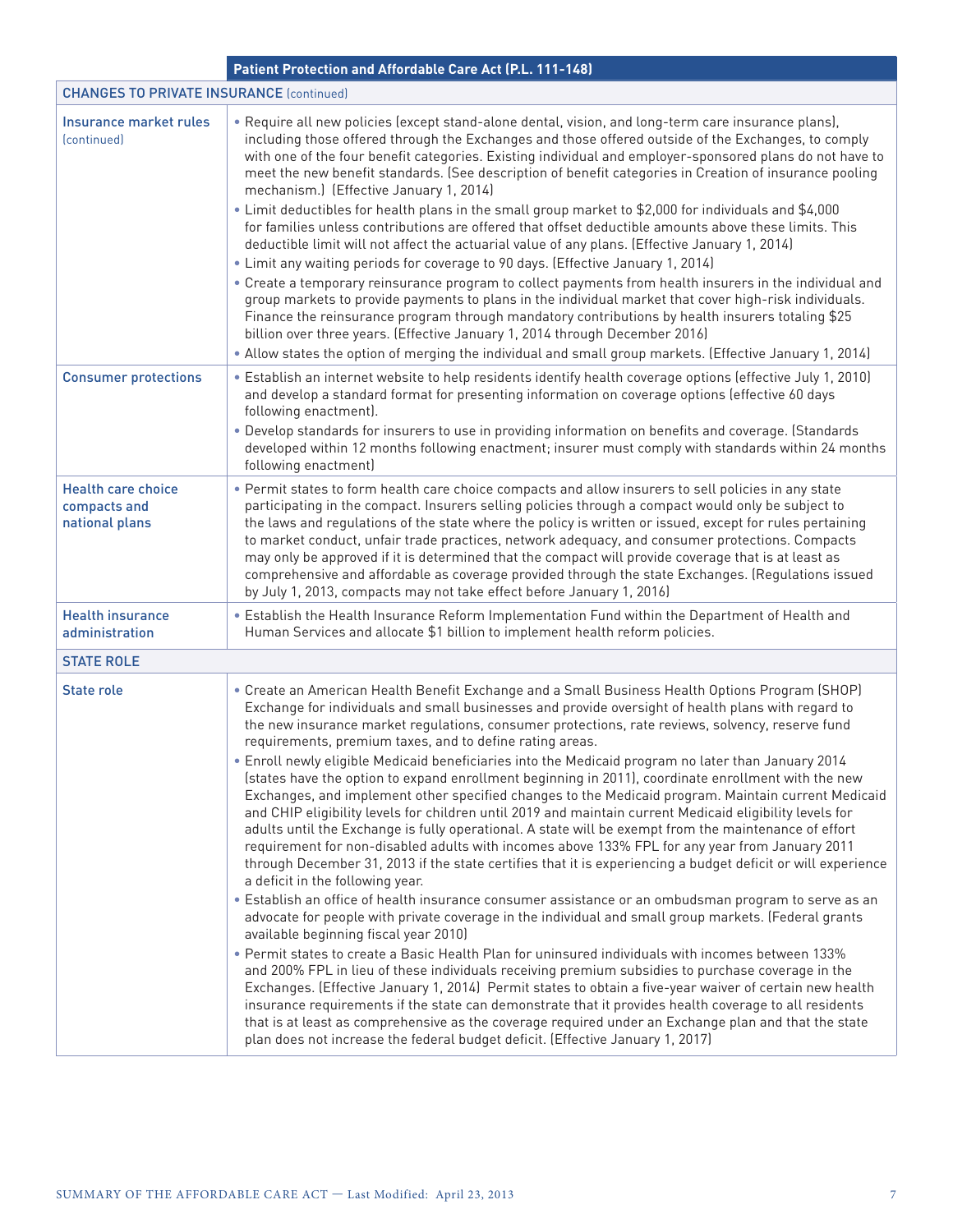| | Patient Protection and Affordable Care Act (P.L. 111-148) |
|---|---|
| **CHANGES TO PRIVATE INSURANCE** (continued) | |
| **Insurance market rules** (continued) | • Require all new policies (except stand-alone dental, vision, and long-term care insurance plans), including those offered through the Exchanges and those offered outside of the Exchanges, to comply with one of the four benefit categories. Existing individual and employer-sponsored plans do not have to meet the new benefit standards. (See description of benefit categories in Creation of insurance pooling mechanism.) (Effective January 1, 2014)<br>• Limit deductibles for health plans in the small group market to $2,000 for individuals and $4,000 for families unless contributions are offered that offset deductible amounts above these limits. This deductible limit will not affect the actuarial value of any plans. (Effective January 1, 2014)<br>• Limit any waiting periods for coverage to 90 days. (Effective January 1, 2014)<br>• Create a temporary reinsurance program to collect payments from health insurers in the individual and group markets to provide payments to plans in the individual market that cover high-risk individuals. Finance the reinsurance program through mandatory contributions by health insurers totaling $25 billion over three years. (Effective January 1, 2014 through December 2016)<br>• Allow states the option of merging the individual and small group markets. (Effective January 1, 2014) |
| **Consumer protections** | • Establish an internet website to help residents identify health coverage options (effective July 1, 2010) and develop a standard format for presenting information on coverage options (effective 60 days following enactment).<br>• Develop standards for insurers to use in providing information on benefits and coverage. (Standards developed within 12 months following enactment; insurer must comply with standards within 24 months following enactment) |
| **Health care choice compacts and national plans** | • Permit states to form health care choice compacts and allow insurers to sell policies in any state participating in the compact. Insurers selling policies through a compact would only be subject to the laws and regulations of the state where the policy is written or issued, except for rules pertaining to market conduct, unfair trade practices, network adequacy, and consumer protections. Compacts may only be approved if it is determined that the compact will provide coverage that is at least as comprehensive and affordable as coverage provided through the state Exchanges. (Regulations issued by July 1, 2013, compacts may not take effect before January 1, 2016) |
| **Health insurance administration** | • Establish the Health Insurance Reform Implementation Fund within the Department of Health and Human Services and allocate $1 billion to implement health reform policies. |
| **STATE ROLE** | |
| **State role** | • Create an American Health Benefit Exchange and a Small Business Health Options Program (SHOP) Exchange for individuals and small businesses and provide oversight of health plans with regard to the new insurance market regulations, consumer protections, rate reviews, solvency, reserve fund requirements, premium taxes, and to define rating areas.<br>• Enroll newly eligible Medicaid beneficiaries into the Medicaid program no later than January 2014 (states have the option to expand enrollment beginning in 2011), coordinate enrollment with the new Exchanges, and implement other specified changes to the Medicaid program. Maintain current Medicaid and CHIP eligibility levels for children until 2019 and maintain current Medicaid eligibility levels for adults until the Exchange is fully operational. A state will be exempt from the maintenance of effort requirement for non-disabled adults with incomes above 133% FPL for any year from January 2011 through December 31, 2013 if the state certifies that it is experiencing a budget deficit or will experience a deficit in the following year.<br>• Establish an office of health insurance consumer assistance or an ombudsman program to serve as an advocate for people with private coverage in the individual and small group markets. (Federal grants available beginning fiscal year 2010)<br>• Permit states to create a Basic Health Plan for uninsured individuals with incomes between 133% and 200% FPL in lieu of these individuals receiving premium subsidies to purchase coverage in the Exchanges. (Effective January 1, 2014) Permit states to obtain a five-year waiver of certain new health insurance requirements if the state can demonstrate that it provides health coverage to all residents that is at least as comprehensive as the coverage required under an Exchange plan and that the state plan does not increase the federal budget deficit. (Effective January 1, 2017) |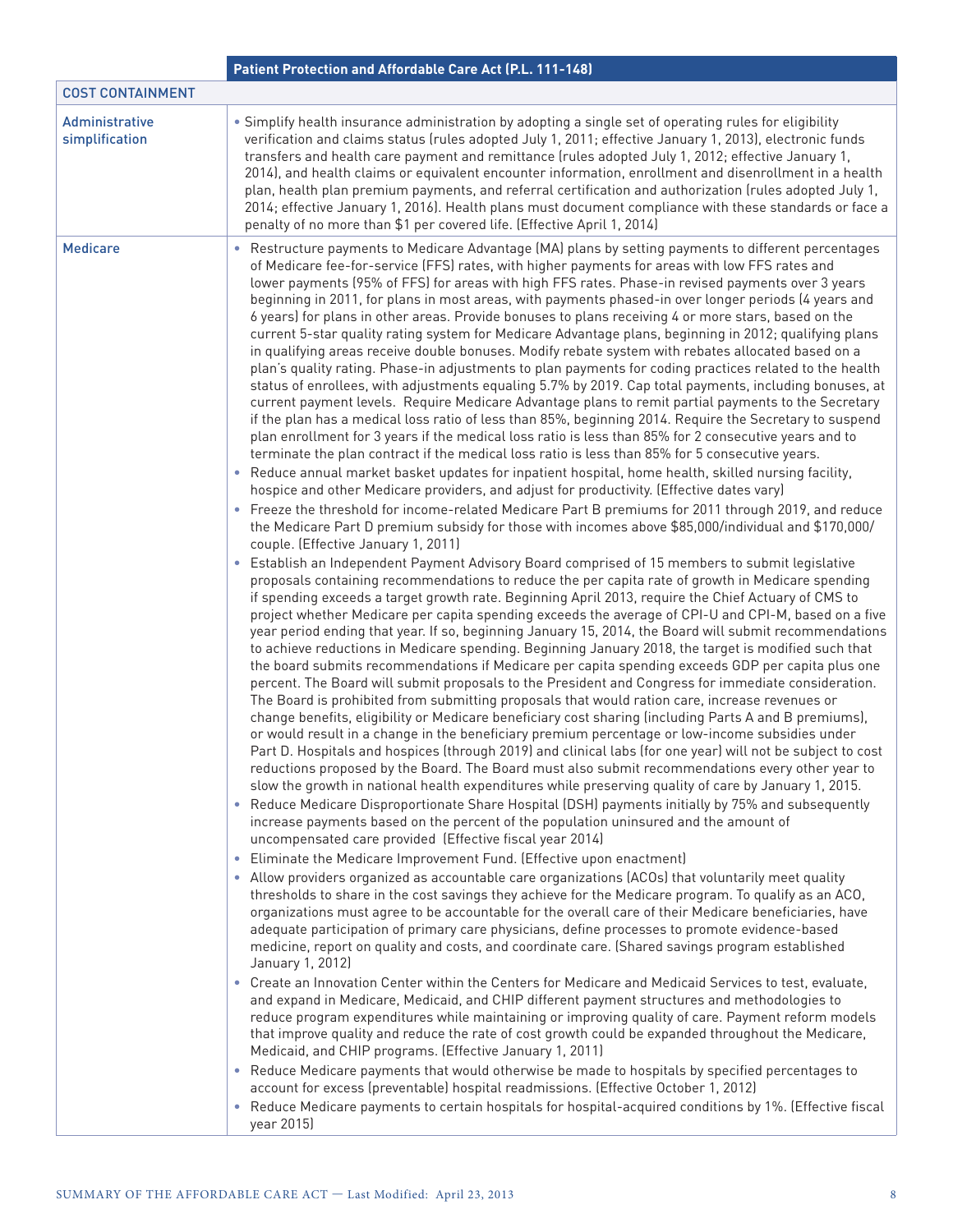| | Patient Protection and Affordable Care Act (P.L. 111-148) |
|---|---|
| **COST CONTAINMENT** | |
| Administrative simplification | • Simplify health insurance administration by adopting a single set of operating rules for eligibility verification and claims status (rules adopted July 1, 2011; effective January 1, 2013), electronic funds transfers and health care payment and remittance (rules adopted July 1, 2012; effective January 1, 2014), and health claims or equivalent encounter information, enrollment and disenrollment in a health plan, health plan premium payments, and referral certification and authorization (rules adopted July 1, 2014; effective January 1, 2016). Health plans must document compliance with these standards or face a penalty of no more than $1 per covered life. (Effective April 1, 2014) |
| Medicare | • Restructure payments to Medicare Advantage (MA) plans by setting payments to different percentages of Medicare fee-for-service (FFS) rates, with higher payments for areas with low FFS rates and lower payments (95% of FFS) for areas with high FFS rates. Phase-in revised payments over 3 years beginning in 2011, for plans in most areas, with payments phased-in over longer periods (4 years and 6 years) for plans in other areas. Provide bonuses to plans receiving 4 or more stars, based on the current 5-star quality rating system for Medicare Advantage plans, beginning in 2012; qualifying plans in qualifying areas receive double bonuses. Modify rebate system with rebates allocated based on a plan's quality rating. Phase-in adjustments to plan payments for coding practices related to the health status of enrollees, with adjustments equaling 5.7% by 2019. Cap total payments, including bonuses, at current payment levels. Require Medicare Advantage plans to remit partial payments to the Secretary if the plan has a medical loss ratio of less than 85%. Require the Secretary to suspend plan enrollment for 3 years if the medical loss ratio is less than 85% for 2 consecutive years and to terminate the plan contract if the medical loss ratio is less than 85% for 5 consecutive years.<br>• Reduce annual market basket updates for inpatient hospital, home health, skilled nursing facility, hospice and other Medicare providers, and adjust for productivity. (Effective dates vary)<br>• Freeze the threshold for income-related Medicare Part B premiums for 2011 through 2019, and reduce the Medicare Part D premium subsidy for those with incomes above $85,000/individual and $170,000/couple. (Effective January 1, 2011)<br>• Establish an Independent Payment Advisory Board comprised of 15 members to submit legislative proposals containing recommendations to reduce the per capita rate of growth in Medicare spending if spending exceeds a target growth rate. Beginning April 2013, require the Chief Actuary of CMS to project whether Medicare per capita spending exceeds the average of CPI-U and CPI-M, based on a five year period ending that year. If so, beginning January 15, 2014, the Board will submit recommendations to achieve reductions in Medicare spending. Beginning January 2018, the target is modified such that the board submits recommendations if Medicare per capita spending exceeds GDP per capita plus one percent. The Board will submit proposals to the President and Congress for immediate consideration. The Board is prohibited from submitting proposals that would ration care, increase revenues or change benefits, eligibility or Medicare beneficiary cost sharing (including Parts A and B premiums), or would result in a change in the beneficiary premium percentage or low-income subsidies under Part D. Hospitals and hospices (through 2019) and clinical labs (for one year) will not be subject to cost reductions proposed by the Board. The Board must also submit recommendations every other year to slow the growth in national health expenditures while preserving quality of care by January 1, 2015.<br>• Reduce Medicare Disproportionate Share Hospital (DSH) payments initially by 75% and subsequently increase payments based on the percent of the population uninsured and the amount of uncompensated care provided (Effective fiscal year 2014)<br>• Eliminate the Medicare Improvement Fund. (Effective upon enactment)<br>• Allow providers organized as accountable care organizations (ACOs) that voluntarily meet quality thresholds to share in the cost savings they achieve for the Medicare program. To qualify as an ACO, organizations must agree to be accountable for the overall care of their Medicare beneficiaries, have adequate participation of primary care physicians, define processes to promote evidence-based medicine, report on quality and costs, and coordinate care. (Shared savings program established January 1, 2012)<br>• Create an Innovation Center within the Centers for Medicare and Medicaid Services to test, evaluate, and expand in Medicare, Medicaid, and CHIP different payment structures and methodologies to reduce program expenditures while maintaining or improving quality of care. Payment reform models that improve quality and reduce the rate of cost growth could be expanded throughout the Medicare, Medicaid, and CHIP programs. (Effective January 1, 2011)<br>• Reduce Medicare payments that would otherwise be made to hospitals by specified percentages to account for excess (preventable) hospital readmissions. (Effective October 1, 2012)<br>• Reduce Medicare payments to certain hospitals for hospital-acquired conditions by 1%. (Effective fiscal year 2015) |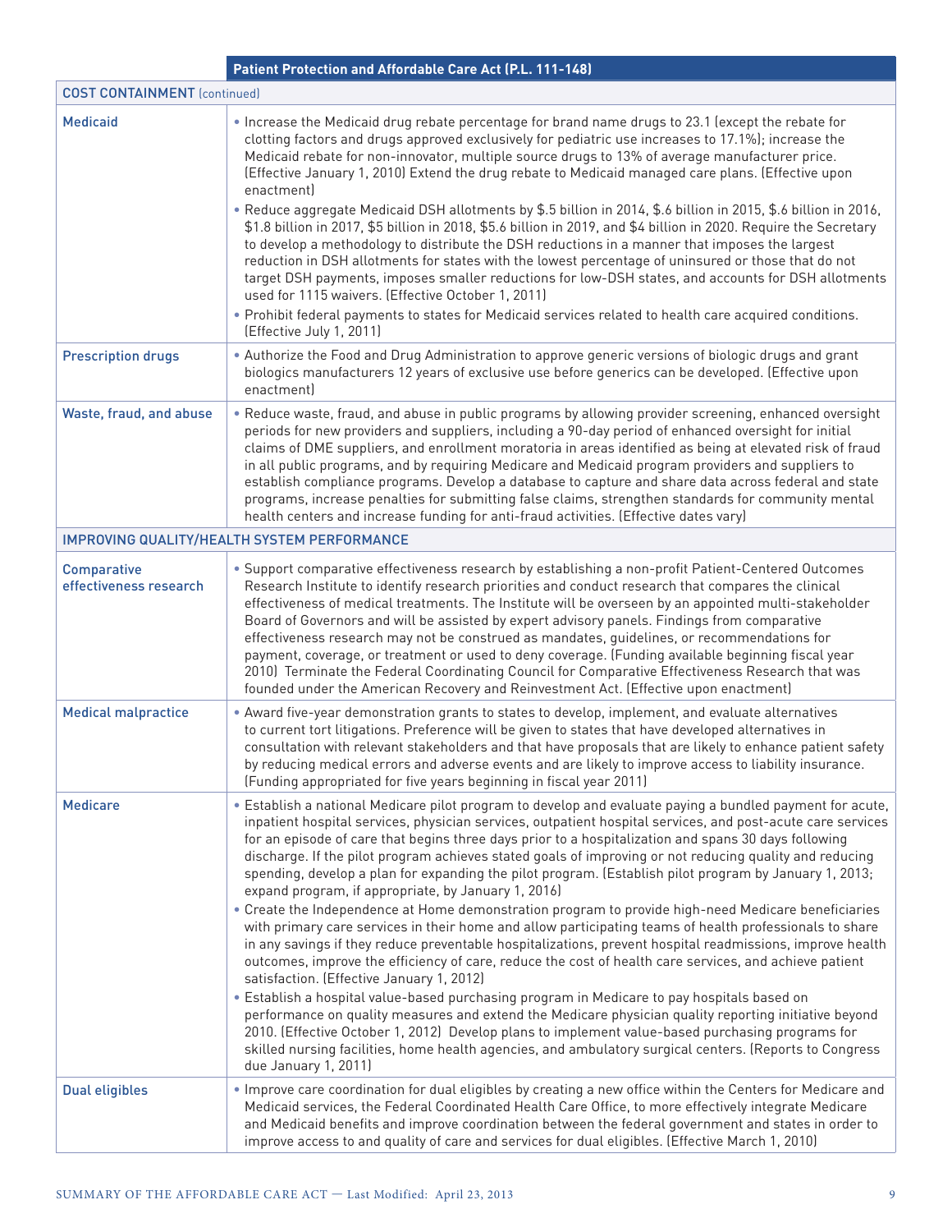| | Patient Protection and Affordable Care Act (P.L. 111-148) |
|---|---|
| **COST CONTAINMENT** (continued) | |
| Medicaid | • Increase the Medicaid drug rebate percentage for brand name drugs to 23.1 (except the rebate for clotting factors and drugs approved exclusively for pediatric use increases to 17.1%); increase the Medicaid rebate for non-innovator, multiple source drugs to 13% of average manufacturer price. (Effective January 1, 2010) Extend the drug rebate to Medicaid managed care plans. (Effective upon enactment)<br>• Reduce aggregate Medicaid DSH allotments by $.5 billion in 2014, $.6 billion in 2015, $.6 billion in 2016, $1.8 billion in 2017, $5 billion in 2018, $5.6 billion in 2019, and $4 billion in 2020. Require the Secretary to develop a methodology to distribute the DSH reductions in a manner that imposes the largest reduction in DSH allotments for states with the lowest percentage of uninsured or those that do not target DSH payments, imposes smaller reductions for low-DSH states, and accounts for DSH allotments used for 1115 waivers. (Effective October 1, 2011)<br>• Prohibit federal payments to states for Medicaid services related to health care acquired conditions. (Effective July 1, 2011) |
| Prescription drugs | • Authorize the Food and Drug Administration to approve generic versions of biologic drugs and grant biologics manufacturers 12 years of exclusive use before generics can be developed. (Effective upon enactment) |
| Waste, fraud, and abuse | • Reduce waste, fraud, and abuse in public programs by allowing provider screening, enhanced oversight periods for new providers and suppliers, including a 90-day period of enhanced oversight for initial claims of DME suppliers, and enrollment moratoria in areas identified as being at elevated risk of fraud in all public programs, and by requiring Medicare and Medicaid program providers and suppliers to establish compliance programs. Develop a database to capture and share data across federal and state programs, increase penalties for submitting false claims, strengthen standards for community mental health centers and increase funding for anti-fraud activities. (Effective dates vary) |
| **IMPROVING QUALITY/HEALTH SYSTEM PERFORMANCE** | |
| Comparative effectiveness research | • Support comparative effectiveness research by establishing a non-profit Patient-Centered Outcomes Research Institute to identify research priorities and conduct research that compares the clinical effectiveness of medical treatments. The Institute will be overseen by an appointed multi-stakeholder Board of Governors and will be assisted by expert advisory panels. Findings from comparative effectiveness research may not be construed as mandates, guidelines, or recommendations for payment, coverage, or treatment or used to deny coverage. (Funding available beginning fiscal year 2010) Terminate the Federal Coordinating Council for Comparative Effectiveness Research that was founded under the American Recovery and Reinvestment Act. (Effective upon enactment) |
| Medical malpractice | • Award five-year demonstration grants to states to develop, implement, and evaluate alternatives to current tort litigations. Preference will be given to states that have developed alternatives in consultation with relevant stakeholders and that have proposals that are likely to enhance patient safety by reducing medical errors and adverse events and are likely to improve access to liability insurance. (Funding appropriated for five years beginning in fiscal year 2011) |
| Medicare | • Establish a national Medicare pilot program to develop and evaluate paying a bundled payment for acute, inpatient hospital services, physician services, outpatient hospital services, and post-acute care services for an episode of care that begins three days prior to a hospitalization and spans 30 days following discharge. If the pilot program achieves stated goals of improving or not reducing quality and reducing spending, develop a plan for expanding the pilot program. (Establish pilot program by January 1, 2013; expand program, if appropriate, by January 1, 2016)<br>• Create the Independence at Home demonstration program to provide high-need Medicare beneficiaries with primary care services in their home and allow participating teams of health professionals to share in any savings if they reduce preventable hospitalizations, prevent hospital readmissions, improve health outcomes, improve the efficiency of care, reduce the cost of health care services, and achieve patient satisfaction. (Effective January 1, 2012)<br>• Establish a hospital value-based purchasing program in Medicare to pay hospitals based on performance on quality measures and extend the Medicare physician quality reporting initiative beyond 2010. (Effective October 1, 2012) Develop plans to implement value-based purchasing programs for skilled nursing facilities, home health agencies, and ambulatory surgical centers. (Reports to Congress due January 1, 2011) |
| Dual eligibles | • Improve care coordination for dual eligibles by creating a new office within the Centers for Medicare and Medicaid services, the Federal Coordinated Health Care Office, to more effectively integrate Medicare and Medicaid benefits and improve coordination between the federal government and states in order to improve access to and quality of care and services for dual eligibles. (Effective March 1, 2010) |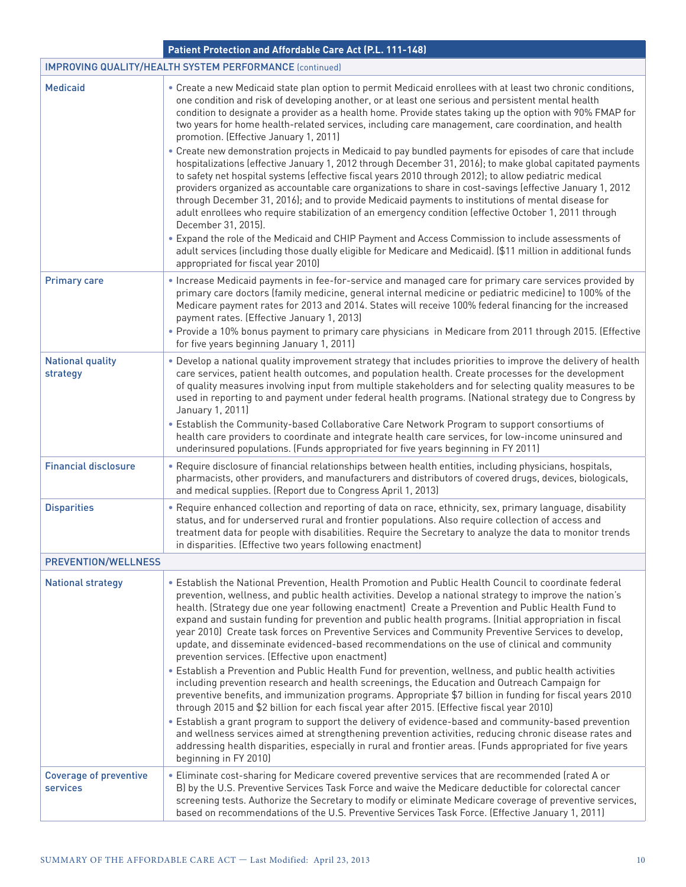| | Patient Protection and Affordable Care Act (P.L. 111-148) |
|---|---|
| **IMPROVING QUALITY/HEALTH SYSTEM PERFORMANCE** (continued) | |
| **Medicaid** | • Create a new Medicaid state plan option to permit Medicaid enrollees with at least two chronic conditions, one condition and risk of developing another, or at least one serious and persistent mental health condition to designate a provider as a health home. Provide states taking up the option with 90% FMAP for two years for home health-related services, including care management, care coordination, and health promotion. (Effective January 1, 2011)<br>• Create new demonstration projects in Medicaid to pay bundled payments for episodes of care that include hospitalizations (effective January 1, 2012 through December 31, 2016); to make global capitated payments to safety net hospital systems (effective fiscal years 2010 through 2012); to allow pediatric medical providers organized as accountable care organizations to share in cost-savings (effective January 1, 2012 through December 31, 2016); and to provide Medicaid payments to institutions of mental disease for adult enrollees who require stabilization of an emergency condition (effective October 1, 2011 through December 31, 2015).<br>• Expand the role of the Medicaid and CHIP Payment and Access Commission to include assessments of adult services (including those dually eligible for Medicare and Medicaid). ($11 million in additional funds appropriated for fiscal year 2010) |
| **Primary care** | • Increase Medicaid payments in fee-for-service and managed care for primary care services provided by primary care doctors (family medicine, general internal medicine or pediatric medicine) to 100% of the Medicare payment rates for 2013 and 2014. States will receive 100% federal financing for the increased payment rates. (Effective January 1, 2013)<br>• Provide a 10% bonus payment to primary care physicians in Medicare from 2011 through 2015. (Effective for five years beginning January 1, 2011) |
| **National quality strategy** | • Develop a national quality improvement strategy that includes priorities to improve the delivery of health care services, patient health outcomes, and population health. Create processes for the development of quality measures involving input from multiple stakeholders and for selecting quality measures to be used in reporting to and payment under federal health programs. (National strategy due to Congress by January 1, 2011)<br>• Establish the Community-based Collaborative Care Network Program to support consortiums of health care providers to coordinate and integrate health care services, for low-income uninsured and underinsured populations. (Funds appropriated for five years beginning in FY 2011) |
| **Financial disclosure** | • Require disclosure of financial relationships between health entities, including physicians, hospitals, pharmacists, other providers, and manufacturers and distributors of covered drugs, devices, biologicals, and medical supplies. (Report due to Congress April 1, 2013) |
| **Disparities** | • Require enhanced collection and reporting of data on race, ethnicity, sex, primary language, disability status, and for underserved rural and frontier populations. Also require collection of access and treatment data for people with disabilities. Require the Secretary to analyze the data to monitor trends in disparities. (Effective two years following enactment) |
| **PREVENTION/WELLNESS** | |
| **National strategy** | • Establish the National Prevention, Health Promotion and Public Health Council to coordinate federal prevention, wellness, and public health activities. Develop a national strategy to improve the nation's health. (Strategy due one year following enactment) Create a Prevention and Public Health Fund to expand and sustain funding for prevention and public health programs. (Initial appropriation in fiscal year 2010) Create task forces on Preventive Services and Community Preventive Services to develop, update, and disseminate evidenced-based recommendations on the use of clinical and community prevention services. (Effective upon enactment)<br>• Establish a Prevention and Public Health Fund for prevention, wellness, and public health activities including prevention research and health screenings, the Education and Outreach Campaign for preventive benefits, and immunization programs. Appropriate $7 billion in funding for fiscal years 2010 through 2015 and $2 billion for each fiscal year after 2015. (Effective fiscal year 2010)<br>• Establish a grant program to support the delivery of evidence-based and community-based prevention and wellness services aimed at strengthening prevention activities, reducing chronic disease rates and addressing health disparities, especially in rural and frontier areas. (Funds appropriated for five years beginning in FY 2010) |
| **Coverage of preventive services** | • Eliminate cost-sharing for Medicare covered preventive services that are recommended (rated A or B) by the U.S. Preventive Services Task Force and waive the Medicare deductible for colorectal cancer screening tests. Authorize the Secretary to modify or eliminate Medicare coverage of preventive services, based on recommendations of the U.S. Preventive Services Task Force. (Effective January 1, 2011) |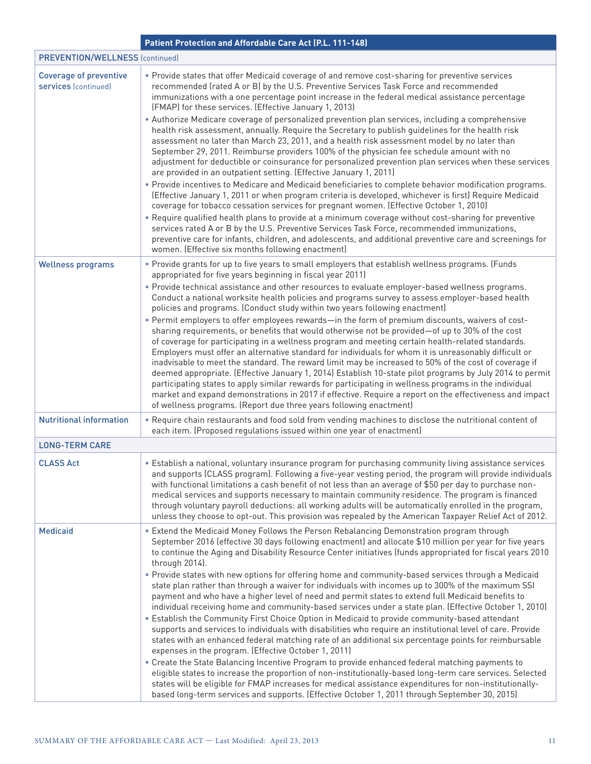| | Patient Protection and Affordable Care Act (P.L. 111-148) |
|---|---|
| **PREVENTION/WELLNESS** (continued) | |
| **Coverage of preventive services** (continued) | • Provide states that offer Medicaid coverage of and remove cost-sharing for preventive services recommended (rated A or B) by the U.S. Preventive Services Task Force and recommended immunizations with a one percentage point increase in the federal medical assistance percentage (FMAP) for these services. (Effective January 1, 2013)<br>• Authorize Medicare coverage of personalized prevention plan services, including a comprehensive health risk assessment, annually. Require the Secretary to publish guidelines for the health risk assessment no later than March 23, 2011, and a health risk assessment model by no later than September 29, 2011. Reimburse providers 100% of the physician fee schedule amount with no adjustment for deductible or coinsurance for personalized prevention plan services when these services are provided in an outpatient setting. (Effective January 1, 2011)<br>• Provide incentives to Medicare and Medicaid beneficiaries to complete behavior modification programs. (Effective January 1, 2011 or when program criteria is developed, whichever is first) Require Medicaid coverage for tobacco cessation services for pregnant women. (Effective October 1, 2010)<br>• Require qualified health plans to provide at a minimum coverage without cost-sharing for preventive services rated A or B by the U.S. Preventive Services Task Force, recommended immunizations, preventive care for infants, children, and adolescents, and additional preventive care and screenings for women. (Effective six months following enactment) |
| **Wellness programs** | • Provide grants for up to five years to small employers that establish wellness programs. (Funds appropriated for five years beginning in fiscal year 2011)<br>• Provide technical assistance and other resources to evaluate employer-based wellness programs. Conduct a national worksite health policies and programs survey to assess employer-based health policies and programs. (Conduct study within two years following enactment)<br>• Permit employers to offer employees rewards—in the form of premium discounts, waivers of cost-sharing requirements, or benefits that would otherwise not be provided—of up to 30% of the cost of coverage for participating in a wellness program and meeting certain health-related standards. Employers must offer an alternative standard for individuals for whom it is unreasonably difficult or inadvisable to meet the standard. The reward limit may be increased to 50% of the cost of coverage if deemed appropriate. (Effective January 1, 2014) Establish 10-state pilot programs by July 2014 to permit participating states to apply similar rewards for participating in wellness programs in the individual market and expand demonstrations in 2017 if effective. Require a report on the effectiveness and impact of wellness programs. (Report due three years following enactment) |
| **Nutritional information** | • Require chain restaurants and food sold from vending machines to disclose the nutritional content of each item. (Proposed regulations issued within one year of enactment) |
| **LONG-TERM CARE** | |
| **CLASS Act** | • Establish a national, voluntary insurance program for purchasing community living assistance services and supports (CLASS program). Following a five-year vesting period, the program will provide individuals with functional limitations a cash benefit of not less than an average of $50 per day to purchase non-medical services and supports necessary to maintain community residence. The program is financed through voluntary payroll deductions: all working adults will be automatically enrolled in the program, unless they choose to opt-out. This provision was repealed by the American Taxpayer Relief Act of 2012. |
| **Medicaid** | • Extend the Medicaid Money Follows the Person Rebalancing Demonstration program through September 2016 (effective 30 days following enactment) and allocate $10 million per year for five years to continue the Aging and Disability Resource Center initiatives (funds appropriated for fiscal years 2010 through 2014).<br>• Provide states with new options for offering home and community-based services through a Medicaid state plan rather than through a waiver for individuals with incomes up to 300% of the maximum SSI payment and who have a higher level of need and permit states to extend full Medicaid benefits to individual receiving home and community-based services under a state plan. (Effective October 1, 2010)<br>• Establish the Community First Choice Option in Medicaid to provide community-based attendant supports and services to individuals with disabilities who require an institutional level of care. Provide states with an enhanced federal matching rate of an additional six percentage points for reimbursable expenses in the program. (Effective October 1, 2011)<br>• Create the State Balancing Incentive Program to provide enhanced federal matching payments to eligible states to increase the proportion of non-institutionally-based long-term care services. Selected states will be eligible for FMAP increases for medical assistance expenditures for non-institutionally-based long-term services and supports. (Effective October 1, 2011 through September 30, 2015) |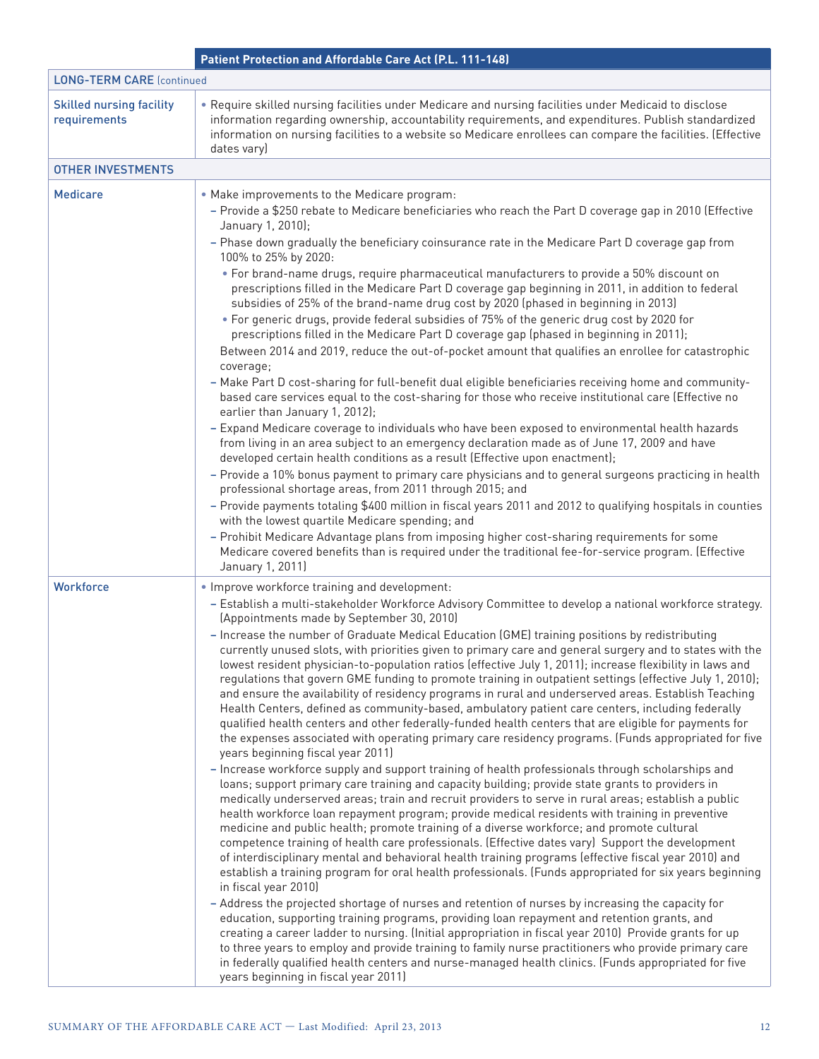| | Patient Protection and Affordable Care Act (P.L. 111-148) |
|---|---|
| **LONG-TERM CARE** (continued | |
| Skilled nursing facility requirements | • Require skilled nursing facilities under Medicare and nursing facilities under Medicaid to disclose information regarding ownership, accountability requirements, and expenditures. Publish standardized information on nursing facilities to a website so Medicare enrollees can compare the facilities. (Effective dates vary) |
| **OTHER INVESTMENTS** | |
| Medicare | • Make improvements to the Medicare program:<br>– Provide a $250 rebate to Medicare beneficiaries who reach the Part D coverage gap in 2010 (Effective January 1, 2010);<br>– Phase down gradually the beneficiary coinsurance rate in the Medicare Part D coverage gap from 100% to 25% by 2020:<br>• For brand-name drugs, require pharmaceutical manufacturers to provide a 50% discount on prescriptions filled in the Medicare Part D coverage gap beginning in 2011, in addition to federal subsidies of 25% of the brand-name drug cost by 2020 (phased in beginning in 2013)<br>• For generic drugs, provide federal subsidies of 75% of the generic drug cost by 2020 for prescriptions filled in the Medicare Part D coverage gap (phased in beginning in 2011);<br>Between 2014 and 2019, reduce the out-of-pocket amount that qualifies an enrollee for catastrophic coverage;<br>– Make Part D cost-sharing for full-benefit dual eligible beneficiaries receiving home and community-based care services equal to the cost-sharing for those who receive institutional care (Effective no earlier than January 1, 2012);<br>– Expand Medicare coverage to individuals who have been exposed to environmental health hazards from living in an area subject to an emergency declaration made as of June 17, 2009 and have developed certain health conditions as a result (Effective upon enactment);<br>– Provide a 10% bonus payment to primary care physicians and to general surgeons practicing in health professional shortage areas, from 2011 through 2015; and<br>– Provide payments totaling $400 million in fiscal years 2011 and 2012 to qualifying hospitals in counties with the lowest quartile Medicare spending; and<br>– Prohibit Medicare Advantage plans from imposing higher cost-sharing requirements for some Medicare covered benefits than is required under the traditional fee-for-service program. (Effective January 1, 2011) |
| Workforce | • Improve workforce training and development:<br>– Establish a multi-stakeholder Workforce Advisory Committee to develop a national workforce strategy. (Appointments made by September 30, 2010)<br>– Increase the number of Graduate Medical Education (GME) training positions by redistributing currently unused slots, with priorities given to primary care and general surgery and to states with the lowest resident physician-to-population ratios (effective July 1, 2011); increase flexibility in laws and regulations that govern GME funding to promote training in outpatient settings (effective July 1, 2010); and ensure the availability of residency programs in rural and underserved areas. Establish Teaching Health Centers, defined as community-based, ambulatory patient care centers, including federally qualified health centers and other federally-funded health centers that are eligible for payments for the expenses associated with operating primary care residency programs. (Funds appropriated for five years beginning fiscal year 2011)<br>– Increase workforce supply and support training of health professionals through scholarships and loans; support primary care training and capacity building; provide state grants to providers in medically underserved areas; train and recruit providers to serve in rural areas; establish a public health workforce loan repayment program; provide medical residents with training in preventive medicine and public health; promote training of a diverse workforce; and promote cultural competence training of health care professionals. (Effective dates vary) Support the development of interdisciplinary mental and behavioral health training programs (effective fiscal year 2010) and establish a training program for oral health professionals. (Funds appropriated for six years beginning in fiscal year 2010)<br>– Address the projected shortage of nurses and retention of nurses by increasing the capacity for education, supporting training programs, providing loan repayment and retention grants, and creating a career ladder to nursing. (Initial appropriation in fiscal year 2010) Provide grants for up to three years to employ and provide training to family nurse practitioners who provide primary care in federally qualified health centers and nurse-managed health clinics. (Funds appropriated for five years beginning in fiscal year 2011) |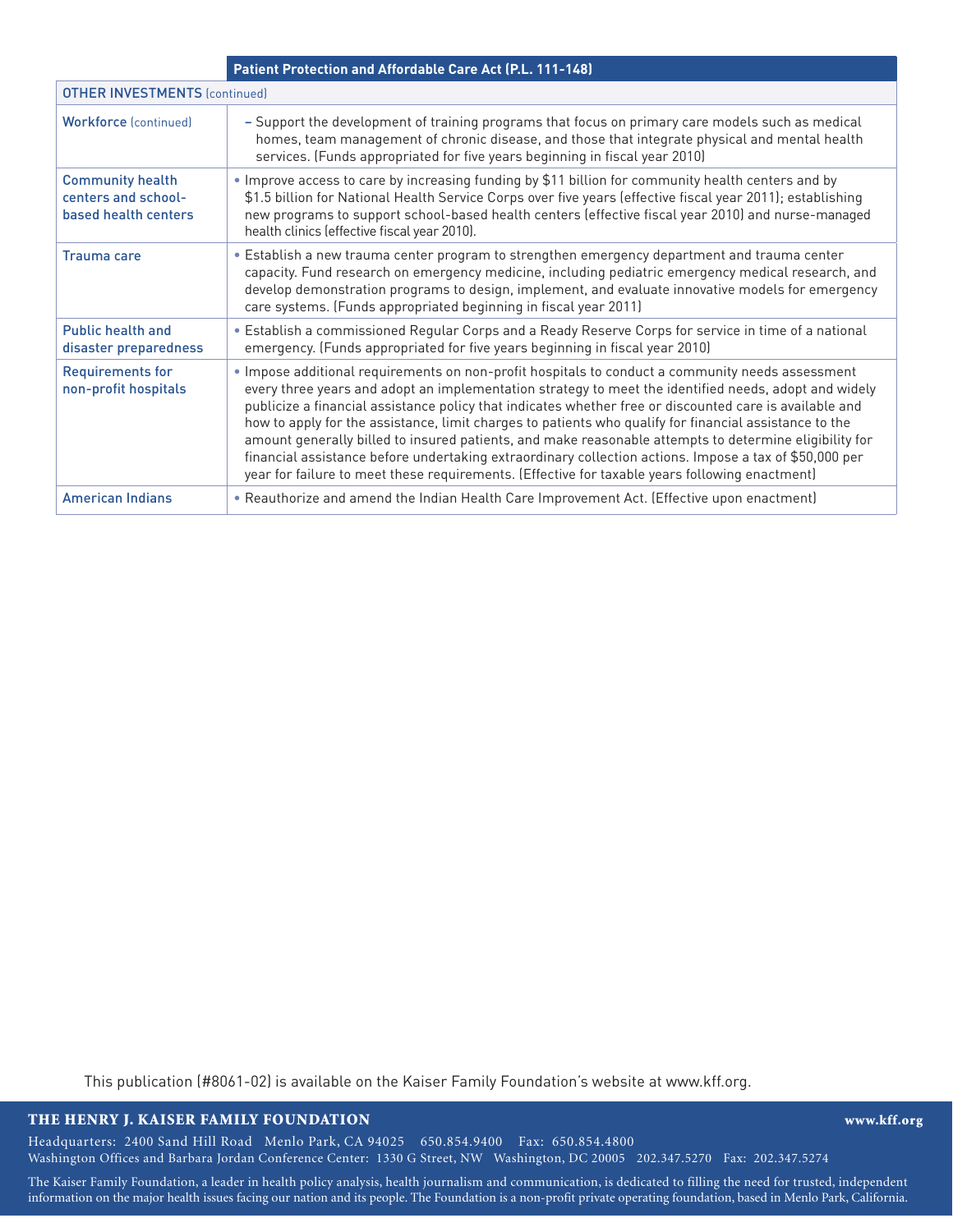| | Patient Protection and Affordable Care Act (P.L. 111-148) |
|---|---|
| **OTHER INVESTMENTS** (continued) | |
| Workforce (continued) | – Support the development of training programs that focus on primary care models such as medical homes, team management of chronic disease, and those that integrate physical and mental health services. (Funds appropriated for five years beginning in fiscal year 2010) |
| Community health centers and school-based health centers | • Improve access to care by increasing funding by $11 billion for community health centers and by $1.5 billion for National Health Service Corps over five years (effective fiscal year 2011); establishing new programs to support school-based health centers (effective fiscal year 2010) and nurse-managed health clinics (effective fiscal year 2010). |
| Trauma care | • Establish a new trauma center program to strengthen emergency department and trauma center capacity. Fund research on emergency medicine, including pediatric emergency medical research, and develop demonstration programs to design, implement, and evaluate innovative models for emergency care systems. (Funds appropriated beginning in fiscal year 2011) |
| Public health and disaster preparedness | • Establish a commissioned Regular Corps and a Ready Reserve Corps for service in time of a national emergency. (Funds appropriated for five years beginning in fiscal year 2010) |
| Requirements for non-profit hospitals | • Impose additional requirements on non-profit hospitals to conduct a community needs assessment every three years and adopt an implementation strategy to meet the identified needs, adopt and widely publicize a financial assistance policy that indicates whether free or discounted care is available and how to apply for the assistance, limit charges to patients who qualify for financial assistance to the amount generally billed to insured patients, and make reasonable attempts to determine eligibility for financial assistance before undertaking extraordinary collection actions. Impose a tax of $50,000 per year for failure to meet these requirements. (Effective for taxable years following enactment) |
| American Indians | • Reauthorize and amend the Indian Health Care Improvement Act. (Effective upon enactment) |

This publication (#8061-02) is available on the Kaiser Family Foundation's website at www.kff.org.

**THE HENRY J. KAISER FAMILY FOUNDATION** www.kff.org

Headquarters: 2400 Sand Hill Road Menlo Park, CA 94025 650.854.9400 Fax: 650.854.4800
Washington Offices and Barbara Jordan Conference Center: 1330 G Street, NW Washington, DC 20005 202.347.5270 Fax: 202.347.5274

The Kaiser Family Foundation, a leader in health policy analysis, health journalism and communication, is dedicated to filling the need for trusted, independent information on the major health issues facing our nation and its people. The Foundation is a non-profit private operating foundation, based in Menlo Park, California.